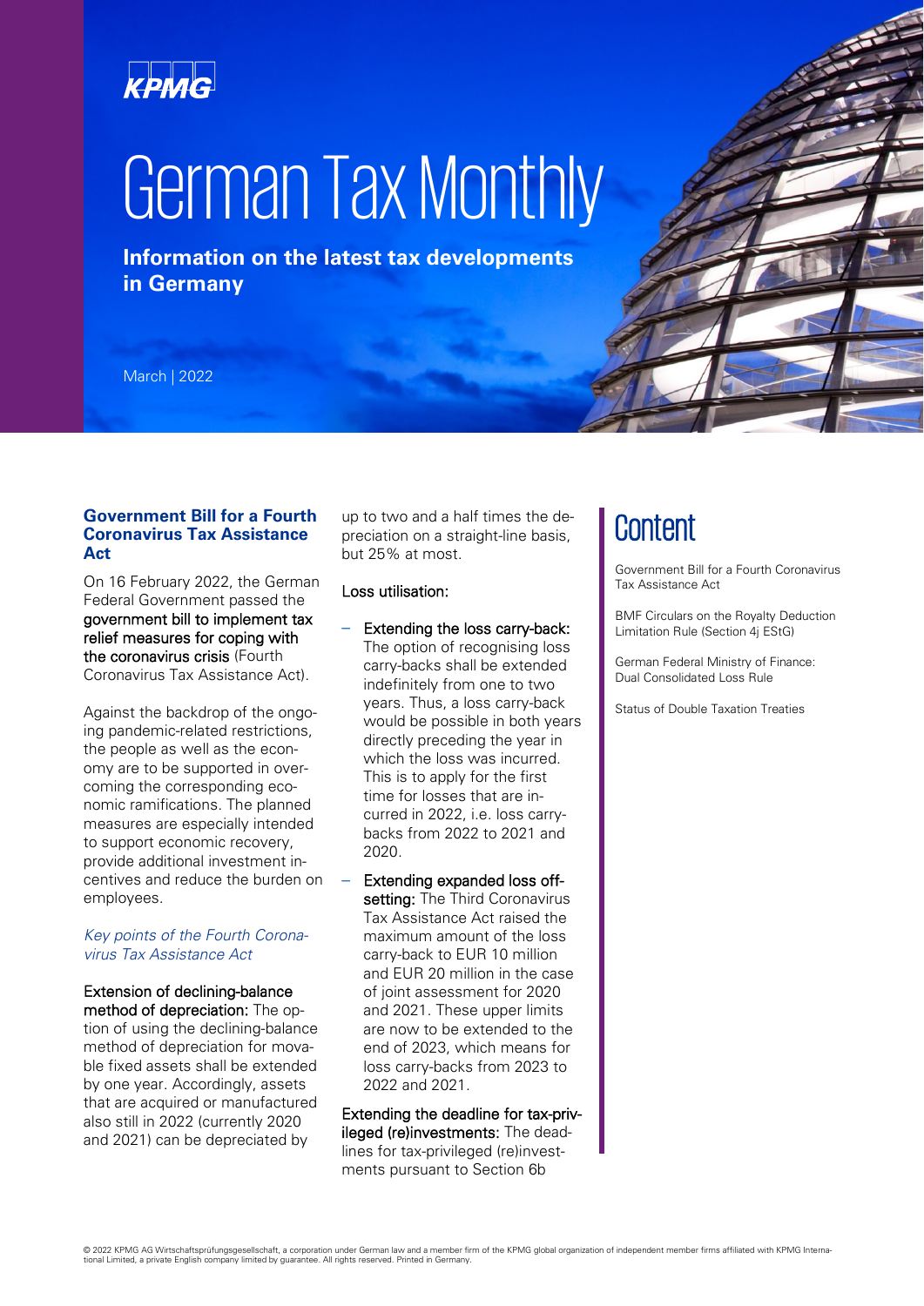# German Tax Monthly

**Information on the latest tax developments in Germany**

March | 2022

## Content

Government Bill for a Fourth Coronavirus Tax Assistance Act

BMF Circulars on the Royalty Deduction Limitation Rule (Section 4j EStG)

German Federal Ministry of Finance: Dual Consolidated Loss Rule

Status of Double Taxation Treaties

## Government Bill for a Fourth Coronavirus Tax Assistance Act

On 16 February 2022, the German Federal Government passed the government bill to implement tax relief measures for coping with the coronavirus crisis (Fourth Coronavirus Tax Assistance Act).

Against the backdrop of the ongoing pandemic-related restrictions, the people as well as the economy are to be supported in overcoming the corresponding economic ramifications. The planned measures are especially intended to support economic recovery, provide additional investment incentives and reduce the burden on employees.

*Key points of the Fourth Coronavirus Tax Assistance Act*

Extension of declining-balance method of depreciation: The option of using the declining-balance method of depreciation for movable fixed assets shall be extended by one year. Accordingly, assets that are acquired or manufactured also still in 2022 (currently 2020 and 2021) can be depreciated by up to two and a half times the depreciation on a straight-line basis, but 25% at most.

Loss utilisation:

- Extending the loss carry-back: The option of recognising loss carry-backs shall be extended indefinitely from one to two years. Thus, a loss carry-back would be possible in both years directly preceding the year in which the loss was incurred. This is to apply for the first time for losses that are incurred in 2022, i.e. loss carry-backs from 2022 to 2021 and 2020.
- Extending expanded loss offsetting: The Third Coronavirus Tax Assistance Act raised the maximum amount of the loss carry-back to EUR 10 million and EUR 20 million in the case of joint assessment for 2020 and 2021. These upper limits are now to be extended to the end of 2023, which means for loss carry-backs from 2023 to 2022 and 2021.

Extending the deadline for tax-privileged (re)investments: The deadlines for tax-privileged (re)investments pursuant to Section 6b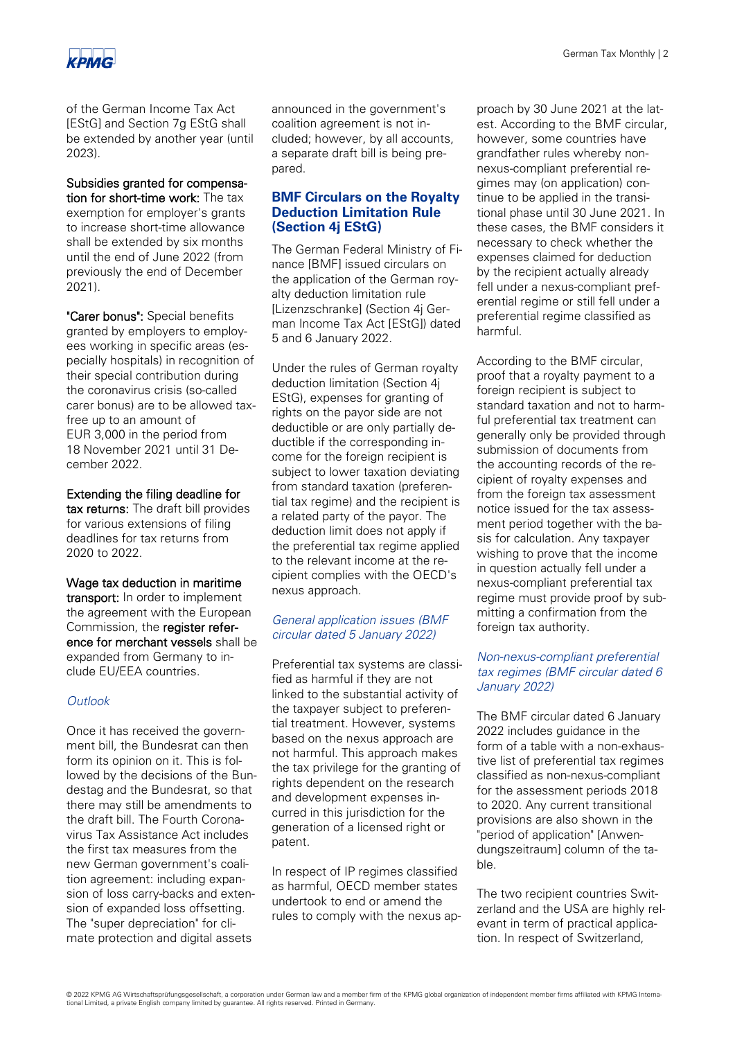of the German Income Tax Act [EStG] and Section 7g EStG shall be extended by another year (until 2023).

**Subsidies granted for compensation for short-time work:** The tax exemption for employer's grants to increase short-time allowance shall be extended by six months until the end of June 2022 (from previously the end of December 2021).

**"Carer bonus":** Special benefits granted by employers to employees working in specific areas (especially hospitals) in recognition of their special contribution during the coronavirus crisis (so-called carer bonus) are to be allowed tax-free up to an amount of EUR 3,000 in the period from 18 November 2021 until 31 December 2022.

**Extending the filing deadline for tax returns:** The draft bill provides for various extensions of filing deadlines for tax returns from 2020 to 2022.

**Wage tax deduction in maritime transport:** In order to implement the agreement with the European Commission, the **register reference for merchant vessels** shall be expanded from Germany to include EU/EEA countries.

*Outlook*

Once it has received the government bill, the Bundesrat can then form its opinion on it. This is followed by the decisions of the Bundestag and the Bundesrat, so that there may still be amendments to the draft bill. The Fourth Coronavirus Tax Assistance Act includes the first tax measures from the new German government's coalition agreement: including expansion of loss carry-backs and extension of expanded loss offsetting. The "super depreciation" for climate protection and digital assets announced in the government's coalition agreement is not included; however, by all accounts, a separate draft bill is being prepared.

## BMF Circulars on the Royalty Deduction Limitation Rule (Section 4j EStG)

The German Federal Ministry of Finance [BMF] issued circulars on the application of the German royalty deduction limitation rule [Lizenzschranke] (Section 4j German Income Tax Act [EStG]) dated 5 and 6 January 2022.

Under the rules of German royalty deduction limitation (Section 4j EStG), expenses for granting of rights on the payor side are not deductible or are only partially deductible if the corresponding income for the foreign recipient is subject to lower taxation deviating from standard taxation (preferential tax regime) and the recipient is a related party of the payor. The deduction limit does not apply if the preferential tax regime applied to the relevant income at the recipient complies with the OECD's nexus approach.

*General application issues (BMF circular dated 5 January 2022)*

Preferential tax systems are classified as harmful if they are not linked to the substantial activity of the taxpayer subject to preferential treatment. However, systems based on the nexus approach are not harmful. This approach makes the tax privilege for the granting of rights dependent on the research and development expenses incurred in this jurisdiction for the generation of a licensed right or patent.

In respect of IP regimes classified as harmful, OECD member states undertook to end or amend the rules to comply with the nexus approach by 30 June 2021 at the latest. According to the BMF circular, however, some countries have grandfather rules whereby non-nexus-compliant preferential regimes may (on application) continue to be applied in the transitional phase until 30 June 2021. In these cases, the BMF considers it necessary to check whether the expenses claimed for deduction by the recipient actually already fell under a nexus-compliant preferential regime or still fell under a preferential regime classified as harmful.

According to the BMF circular, proof that a royalty payment to a foreign recipient is subject to standard taxation and not to harmful preferential tax treatment can generally only be provided through submission of documents from the accounting records of the recipient of royalty expenses and from the foreign tax assessment notice issued for the tax assessment period together with the basis for calculation. Any taxpayer wishing to prove that the income in question actually fell under a nexus-compliant preferential tax regime must provide proof by submitting a confirmation from the foreign tax authority.

*Non-nexus-compliant preferential tax regimes (BMF circular dated 6 January 2022)*

The BMF circular dated 6 January 2022 includes guidance in the form of a table with a non-exhaustive list of preferential tax regimes classified as non-nexus-compliant for the assessment periods 2018 to 2020. Any current transitional provisions are also shown in the "period of application" [Anwendungszeitraum] column of the table.

The two recipient countries Switzerland and the USA are highly relevant in term of practical application. In respect of Switzerland,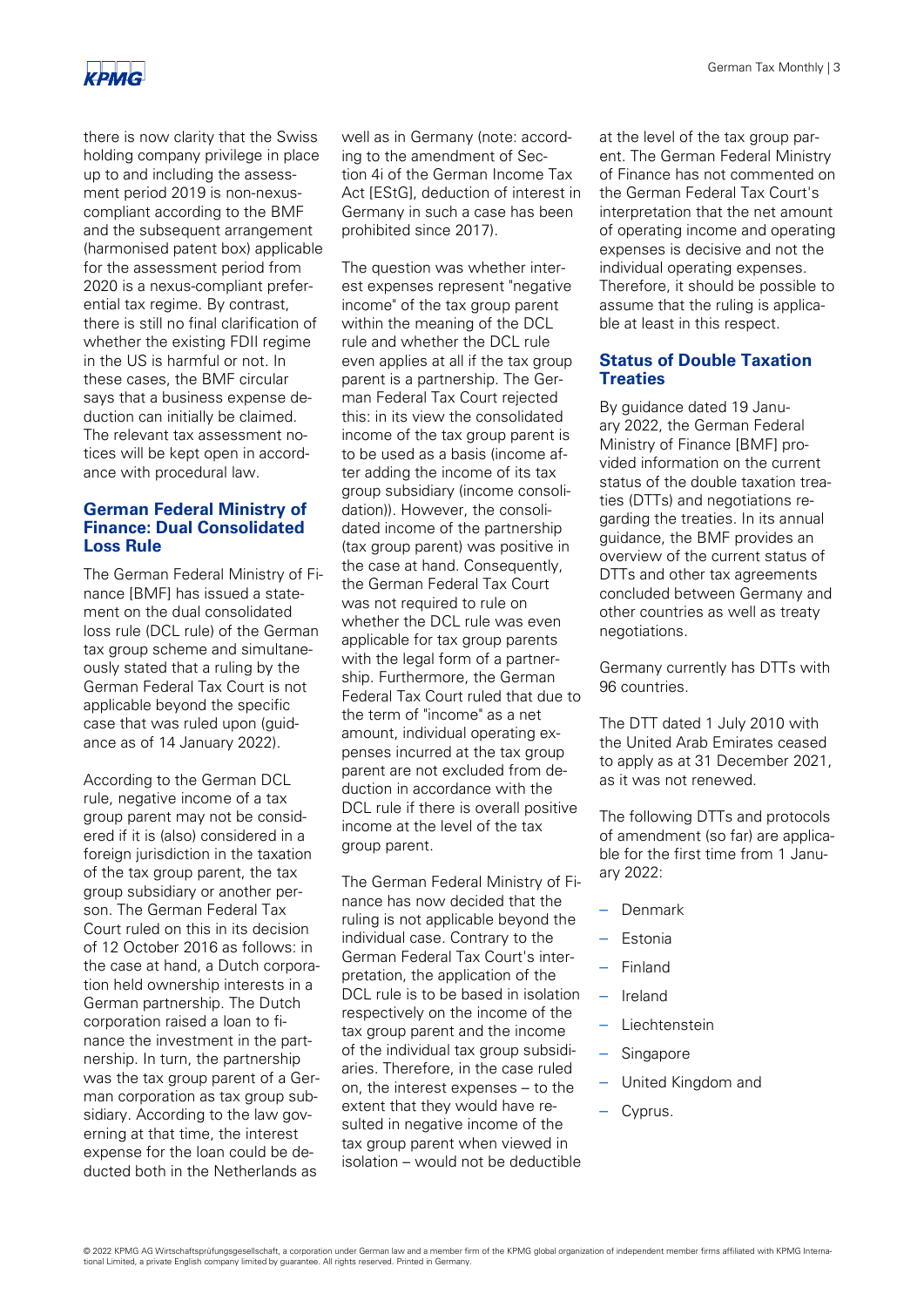there is now clarity that the Swiss holding company privilege in place up to and including the assessment period 2019 is non-nexus-compliant according to the BMF and the subsequent arrangement (harmonised patent box) applicable for the assessment period from 2020 is a nexus-compliant preferential tax regime. By contrast, there is still no final clarification of whether the existing FDII regime in the US is harmful or not. In these cases, the BMF circular says that a business expense deduction can initially be claimed. The relevant tax assessment notices will be kept open in accordance with procedural law.

## German Federal Ministry of Finance: Dual Consolidated Loss Rule

The German Federal Ministry of Finance [BMF] has issued a statement on the dual consolidated loss rule (DCL rule) of the German tax group scheme and simultaneously stated that a ruling by the German Federal Tax Court is not applicable beyond the specific case that was ruled upon (guidance as of 14 January 2022).

According to the German DCL rule, negative income of a tax group parent may not be considered if it is (also) considered in a foreign jurisdiction in the taxation of the tax group parent, the tax group subsidiary or another person. The German Federal Tax Court ruled on this in its decision of 12 October 2016 as follows: in the case at hand, a Dutch corporation held ownership interests in a German partnership. The Dutch corporation raised a loan to finance the investment in the partnership. In turn, the partnership was the tax group parent of a German corporation as tax group subsidiary. According to the law governing at that time, the interest expense for the loan could be deducted both in the Netherlands as well as in Germany (note: according to the amendment of Section 4i of the German Income Tax Act [EStG], deduction of interest in Germany in such a case has been prohibited since 2017).

The question was whether interest expenses represent "negative income" of the tax group parent within the meaning of the DCL rule and whether the DCL rule even applies at all if the tax group parent is a partnership. The German Federal Tax Court rejected this: in its view the consolidated income of the tax group parent is to be used as a basis (income after adding the income of its tax group subsidiary (income consolidation)). However, the consolidated income of the partnership (tax group parent) was positive in the case at hand. Consequently, the German Federal Tax Court was not required to rule on whether the DCL rule was even applicable for tax group parents with the legal form of a partnership. Furthermore, the German Federal Tax Court ruled that due to the term of "income" as a net amount, individual operating expenses incurred at the tax group parent are not excluded from deduction in accordance with the DCL rule if there is overall positive income at the level of the tax group parent.

The German Federal Ministry of Finance has now decided that the ruling is not applicable beyond the individual case. Contrary to the German Federal Tax Court's interpretation, the application of the DCL rule is to be based in isolation respectively on the income of the tax group parent and the income of the individual tax group subsidiaries. Therefore, in the case ruled on, the interest expenses – to the extent that they would have resulted in negative income of the tax group parent when viewed in isolation – would not be deductible at the level of the tax group parent. The German Federal Ministry of Finance has not commented on the German Federal Tax Court's interpretation that the net amount of operating income and operating expenses is decisive and not the individual operating expenses. Therefore, it should be possible to assume that the ruling is applicable at least in this respect.

## Status of Double Taxation Treaties

By guidance dated 19 January 2022, the German Federal Ministry of Finance [BMF] provided information on the current status of the double taxation treaties (DTTs) and negotiations regarding the treaties. In its annual guidance, the BMF provides an overview of the current status of DTTs and other tax agreements concluded between Germany and other countries as well as treaty negotiations.

Germany currently has DTTs with 96 countries.

The DTT dated 1 July 2010 with the United Arab Emirates ceased to apply as at 31 December 2021, as it was not renewed.

The following DTTs and protocols of amendment (so far) are applicable for the first time from 1 January 2022:

- Denmark
- Estonia
- Finland
- Ireland
- Liechtenstein
- Singapore
- United Kingdom and
- Cyprus.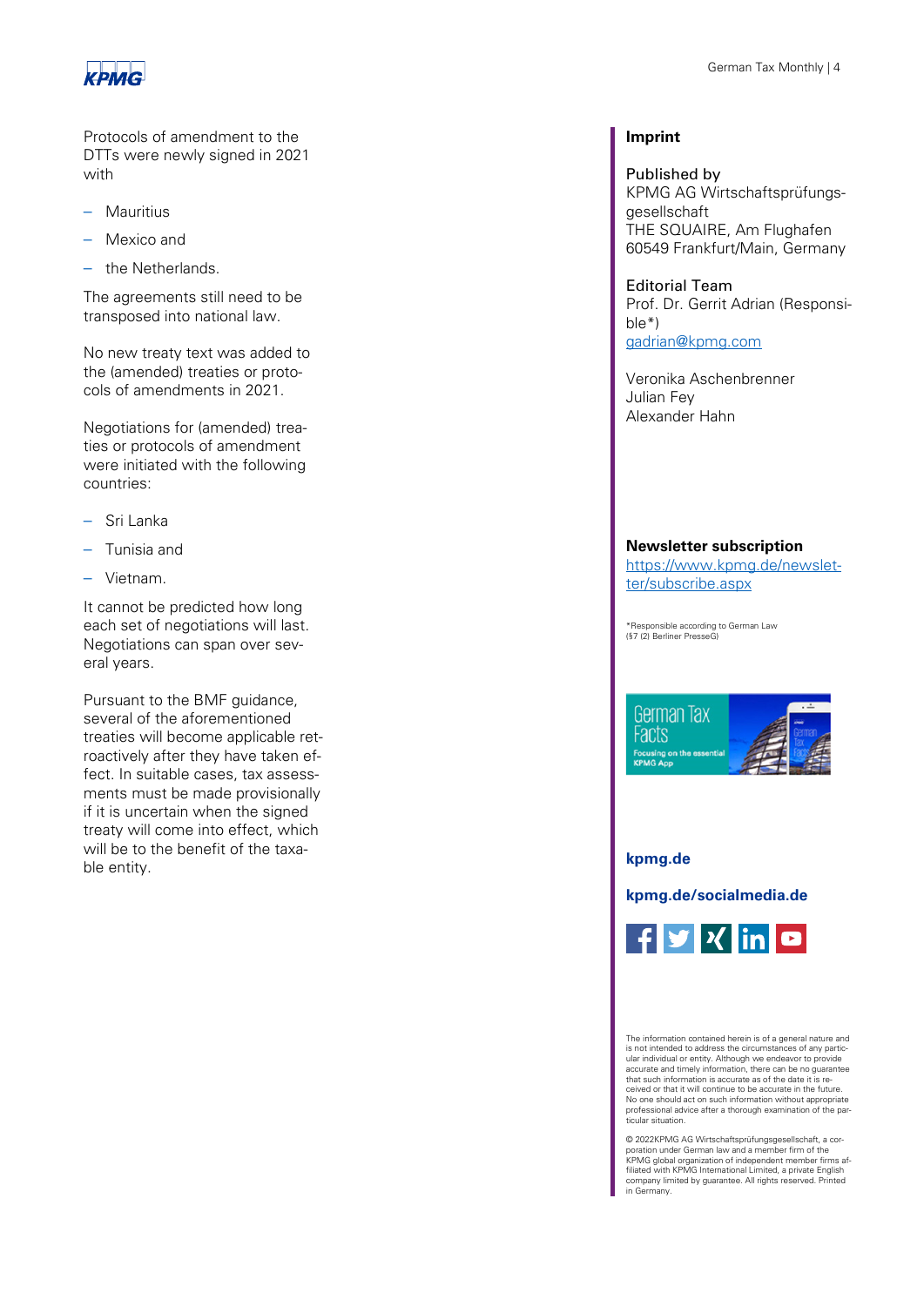Protocols of amendment to the DTTs were newly signed in 2021 with

- Mauritius
- Mexico and
- the Netherlands.

The agreements still need to be transposed into national law.

No new treaty text was added to the (amended) treaties or protocols of amendments in 2021.

Negotiations for (amended) treaties or protocols of amendment were initiated with the following countries:

- Sri Lanka
- Tunisia and
- Vietnam.

It cannot be predicted how long each set of negotiations will last. Negotiations can span over several years.

Pursuant to the BMF guidance, several of the aforementioned treaties will become applicable retroactively after they have taken effect. In suitable cases, tax assessments must be made provisionally if it is uncertain when the signed treaty will come into effect, which will be to the benefit of the taxable entity.

**Imprint**

Published by
KPMG AG Wirtschaftsprüfungsgesellschaft
THE SQUAIRE, Am Flughafen
60549 Frankfurt/Main, Germany

Editorial Team
Prof. Dr. Gerrit Adrian (Responsible*)
gadrian@kpmg.com

Veronika Aschenbrenner
Julian Fey
Alexander Hahn

**Newsletter subscription**
https://www.kpmg.de/newsletter/subscribe.aspx

*Responsible according to German Law (§7 (2) Berliner PresseG)

German Tax Facts
Focusing on the essential
KPMG App

**kpmg.de**

**kpmg.de/socialmedia.de**

The information contained herein is of a general nature and is not intended to address the circumstances of any particular individual or entity. Although we endeavor to provide accurate and timely information, there can be no guarantee that such information is accurate as of the date it is received or that it will continue to be accurate in the future. No one should act on such information without appropriate professional advice after a thorough examination of the particular situation.

© 2022KPMG AG Wirtschaftsprüfungsgesellschaft, a corporation under German law and a member firm of the KPMG global organization of independent member firms affiliated with KPMG International Limited, a private English company limited by guarantee. All rights reserved. Printed in Germany.